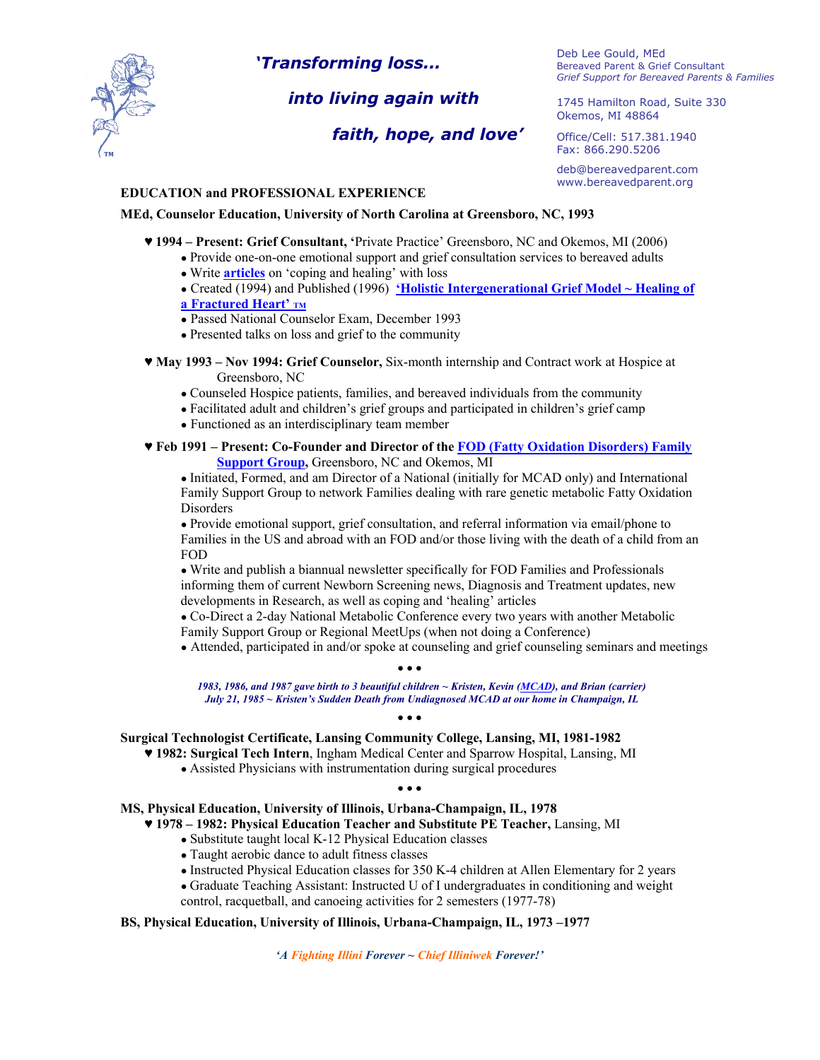*'Transforming loss…*

*into living again with*

*faith, hope, and love'*

Deb Lee Gould, MEd
Bereaved Parent & Grief Consultant
*Grief Support for Bereaved Parents & Families*

1745 Hamilton Road, Suite 330
Okemos, MI 48864

Office/Cell: 517.381.1940
Fax: 866.290.5206

deb@bereavedparent.com
www.bereavedparent.org

## EDUCATION and PROFESSIONAL EXPERIENCE

**MEd, Counselor Education, University of North Carolina at Greensboro, NC, 1993**

♥ **1994 – Present: Grief Consultant, '**Private Practice' Greensboro, NC and Okemos, MI (2006)

- Provide one-on-one emotional support and grief consultation services to bereaved adults
- Write **articles** on 'coping and healing' with loss
- Created (1994) and Published (1996) **'Holistic Intergenerational Grief Model ~ Healing of a Fractured Heart' TM**
- Passed National Counselor Exam, December 1993
- Presented talks on loss and grief to the community

♥ **May 1993 – Nov 1994: Grief Counselor,** Six-month internship and Contract work at Hospice at Greensboro, NC

- Counseled Hospice patients, families, and bereaved individuals from the community
- Facilitated adult and children's grief groups and participated in children's grief camp
- Functioned as an interdisciplinary team member

♥ **Feb 1991 – Present: Co-Founder and Director of the FOD (Fatty Oxidation Disorders) Family Support Group,** Greensboro, NC and Okemos, MI

- Initiated, Formed, and am Director of a National (initially for MCAD only) and International Family Support Group to network Families dealing with rare genetic metabolic Fatty Oxidation Disorders
- Provide emotional support, grief consultation, and referral information via email/phone to Families in the US and abroad with an FOD and/or those living with the death of a child from an FOD
- Write and publish a biannual newsletter specifically for FOD Families and Professionals informing them of current Newborn Screening news, Diagnosis and Treatment updates, new developments in Research, as well as coping and 'healing' articles
- Co-Direct a 2-day National Metabolic Conference every two years with another Metabolic Family Support Group or Regional MeetUps (when not doing a Conference)
- Attended, participated in and/or spoke at counseling and grief counseling seminars and meetings

• • •

***1983, 1986, and 1987 gave birth to 3 beautiful children ~ Kristen, Kevin (MCAD), and Brian (carrier)***
***July 21, 1985 ~ Kristen's Sudden Death from Undiagnosed MCAD at our home in Champaign, IL***

• • •

**Surgical Technologist Certificate, Lansing Community College, Lansing, MI, 1981-1982**

♥ **1982: Surgical Tech Intern**, Ingham Medical Center and Sparrow Hospital, Lansing, MI

- Assisted Physicians with instrumentation during surgical procedures

• • •

**MS, Physical Education, University of Illinois, Urbana-Champaign, IL, 1978**

♥ **1978 – 1982: Physical Education Teacher and Substitute PE Teacher,** Lansing, MI

- Substitute taught local K-12 Physical Education classes
- Taught aerobic dance to adult fitness classes
- Instructed Physical Education classes for 350 K-4 children at Allen Elementary for 2 years
- Graduate Teaching Assistant: Instructed U of I undergraduates in conditioning and weight control, racquetball, and canoeing activities for 2 semesters (1977-78)

**BS, Physical Education, University of Illinois, Urbana-Champaign, IL, 1973 –1977**

***'A Fighting Illini Forever ~ Chief Illiniwek Forever!'***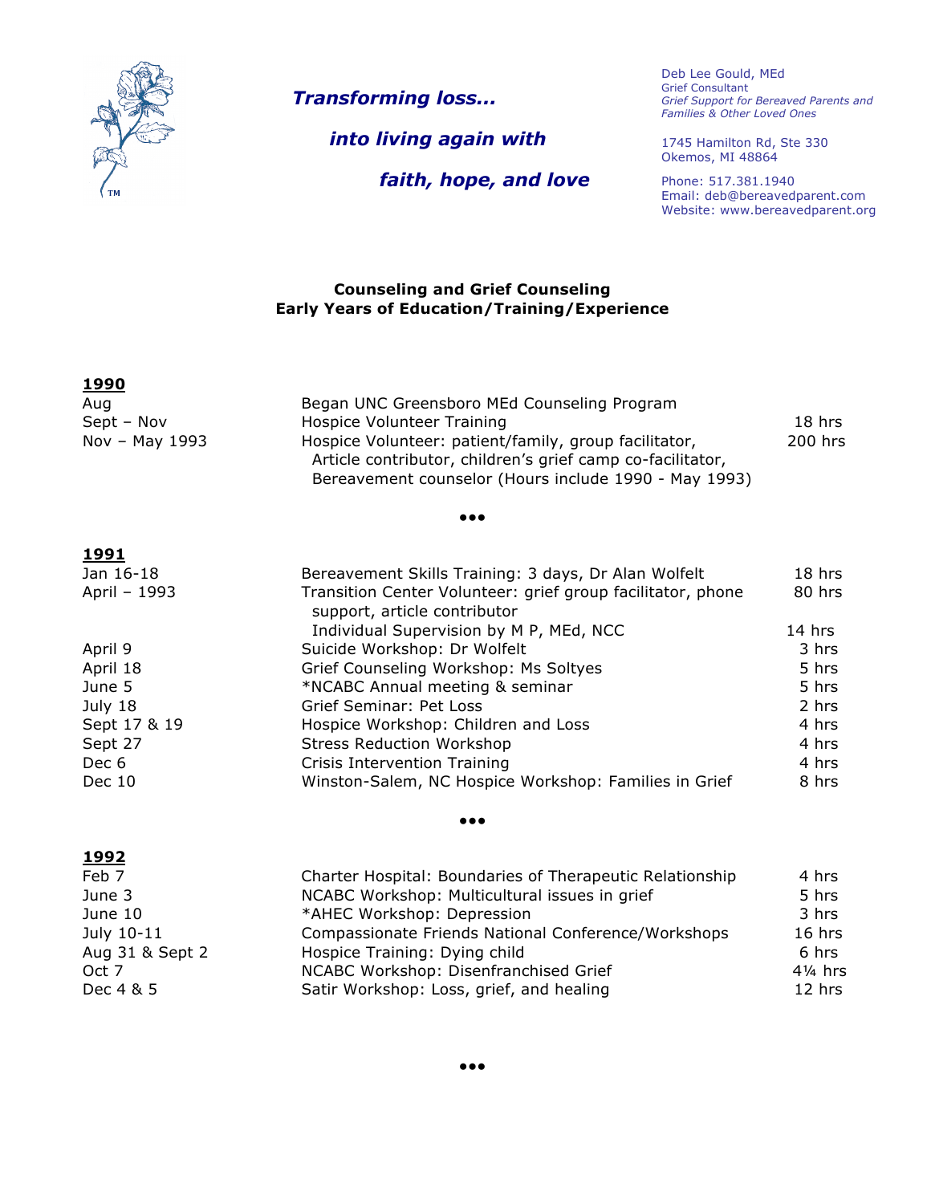*Transforming loss...*

*into living again with*

*faith, hope, and love*

Deb Lee Gould, MEd
Grief Consultant
*Grief Support for Bereaved Parents and Families & Other Loved Ones*

1745 Hamilton Rd, Ste 330
Okemos, MI 48864

Phone: 517.381.1940
Email: deb@bereavedparent.com
Website: www.bereavedparent.org

**Counseling and Grief Counseling**
**Early Years of Education/Training/Experience**

## 1990

| | | |
|---|---|---|
| Aug | Began UNC Greensboro MEd Counseling Program | |
| Sept – Nov | Hospice Volunteer Training | 18 hrs |
| Nov – May 1993 | Hospice Volunteer: patient/family, group facilitator, Article contributor, children's grief camp co-facilitator, Bereavement counselor (Hours include 1990 - May 1993) | 200 hrs |

•••

## 1991

| | | |
|---|---|---|
| Jan 16-18 | Bereavement Skills Training: 3 days, Dr Alan Wolfelt | 18 hrs |
| April – 1993 | Transition Center Volunteer: grief group facilitator, phone support, article contributor | 80 hrs |
| | Individual Supervision by M P, MEd, NCC | 14 hrs |
| April 9 | Suicide Workshop: Dr Wolfelt | 3 hrs |
| April 18 | Grief Counseling Workshop: Ms Soltyes | 5 hrs |
| June 5 | *NCABC Annual meeting & seminar | 5 hrs |
| July 18 | Grief Seminar: Pet Loss | 2 hrs |
| Sept 17 & 19 | Hospice Workshop: Children and Loss | 4 hrs |
| Sept 27 | Stress Reduction Workshop | 4 hrs |
| Dec 6 | Crisis Intervention Training | 4 hrs |
| Dec 10 | Winston-Salem, NC Hospice Workshop: Families in Grief | 8 hrs |

•••

## 1992

| | | |
|---|---|---|
| Feb 7 | Charter Hospital: Boundaries of Therapeutic Relationship | 4 hrs |
| June 3 | NCABC Workshop: Multicultural issues in grief | 5 hrs |
| June 10 | *AHEC Workshop: Depression | 3 hrs |
| July 10-11 | Compassionate Friends National Conference/Workshops | 16 hrs |
| Aug 31 & Sept 2 | Hospice Training: Dying child | 6 hrs |
| Oct 7 | NCABC Workshop: Disenfranchised Grief | 4¼ hrs |
| Dec 4 & 5 | Satir Workshop: Loss, grief, and healing | 12 hrs |

•••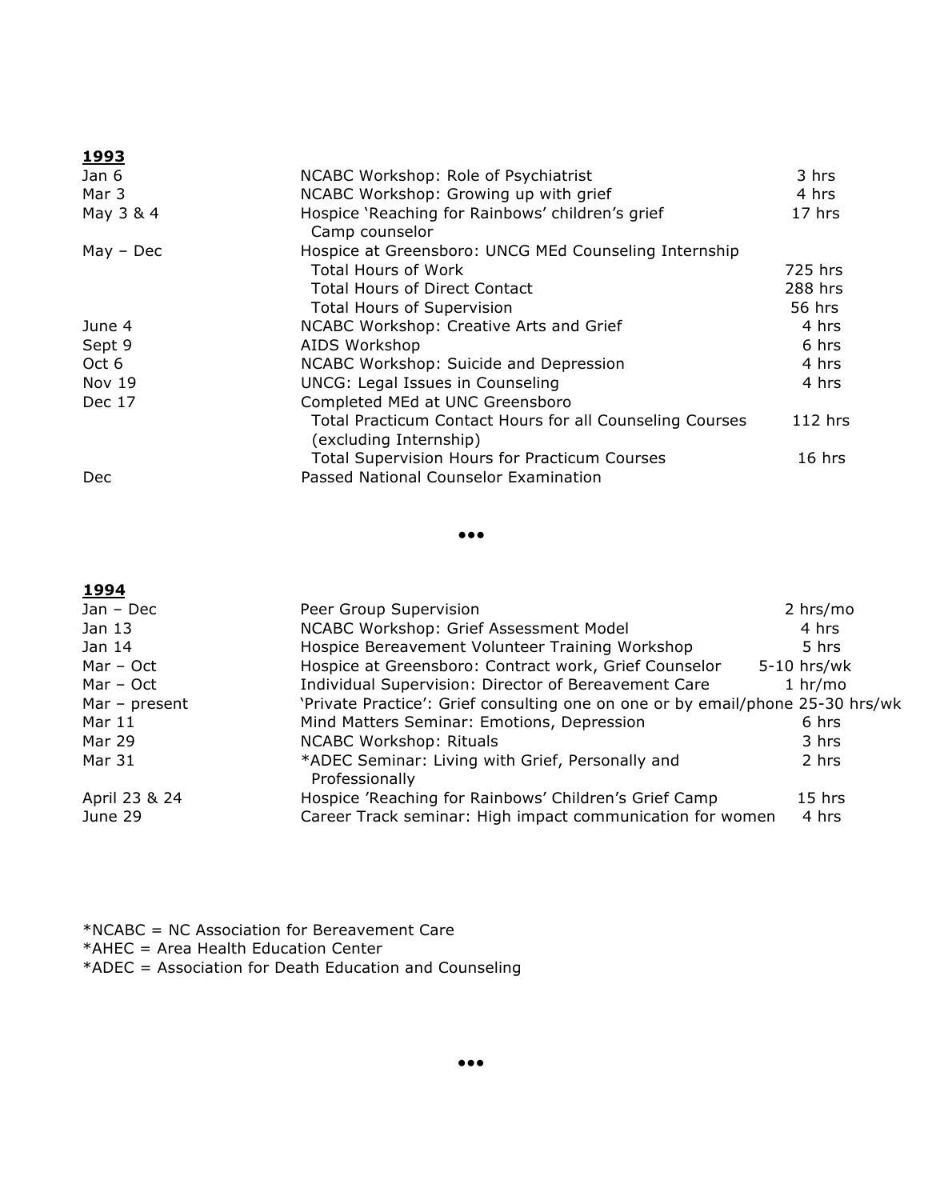**1993**

| | | |
|---|---|---|
| Jan 6 | NCABC Workshop: Role of Psychiatrist | 3 hrs |
| Mar 3 | NCABC Workshop: Growing up with grief | 4 hrs |
| May 3 & 4 | Hospice 'Reaching for Rainbows' children's grief Camp counselor | 17 hrs |
| May – Dec | Hospice at Greensboro: UNCG MEd Counseling Internship | |
| | Total Hours of Work | 725 hrs |
| | Total Hours of Direct Contact | 288 hrs |
| | Total Hours of Supervision | 56 hrs |
| June 4 | NCABC Workshop: Creative Arts and Grief | 4 hrs |
| Sept 9 | AIDS Workshop | 6 hrs |
| Oct 6 | NCABC Workshop: Suicide and Depression | 4 hrs |
| Nov 19 | UNCG: Legal Issues in Counseling | 4 hrs |
| Dec 17 | Completed MEd at UNC Greensboro | |
| | Total Practicum Contact Hours for all Counseling Courses (excluding Internship) | 112 hrs |
| | Total Supervision Hours for Practicum Courses | 16 hrs |
| Dec | Passed National Counselor Examination | |

•••

**1994**

| | | |
|---|---|---|
| Jan – Dec | Peer Group Supervision | 2 hrs/mo |
| Jan 13 | NCABC Workshop: Grief Assessment Model | 4 hrs |
| Jan 14 | Hospice Bereavement Volunteer Training Workshop | 5 hrs |
| Mar – Oct | Hospice at Greensboro: Contract work, Grief Counselor | 5-10 hrs/wk |
| Mar – Oct | Individual Supervision: Director of Bereavement Care | 1 hr/mo |
| Mar – present | 'Private Practice': Grief consulting one on one or by email/phone | 25-30 hrs/wk |
| Mar 11 | Mind Matters Seminar: Emotions, Depression | 6 hrs |
| Mar 29 | NCABC Workshop: Rituals | 3 hrs |
| Mar 31 | *ADEC Seminar: Living with Grief, Personally and Professionally | 2 hrs |
| April 23 & 24 | Hospice 'Reaching for Rainbows' Children's Grief Camp | 15 hrs |
| June 29 | Career Track seminar: High impact communication for women | 4 hrs |

*NCABC = NC Association for Bereavement Care
*AHEC = Area Health Education Center
*ADEC = Association for Death Education and Counseling

•••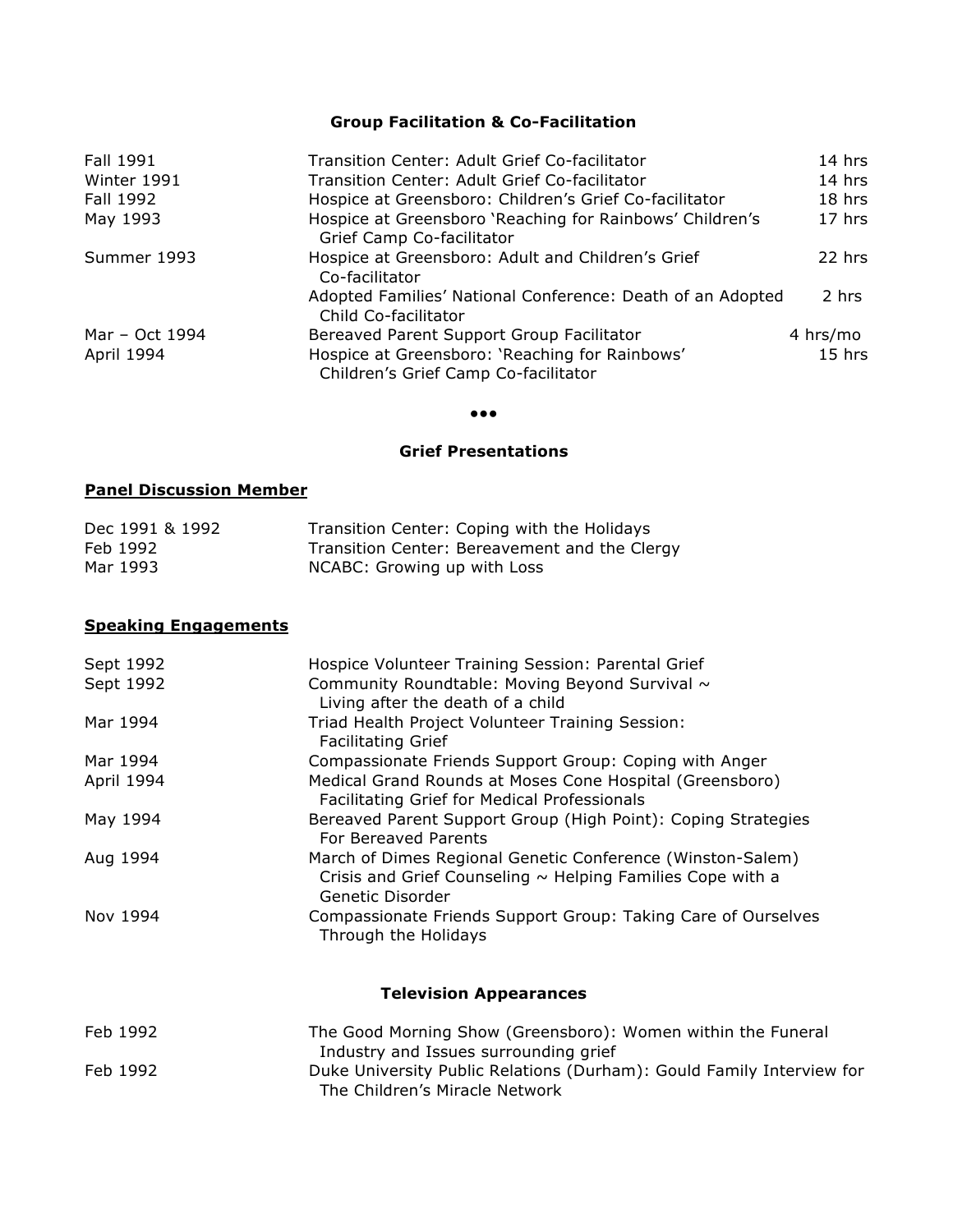## Group Facilitation & Co-Facilitation

| | | |
|---|---|---|
| Fall 1991 | Transition Center: Adult Grief Co-facilitator | 14 hrs |
| Winter 1991 | Transition Center: Adult Grief Co-facilitator | 14 hrs |
| Fall 1992 | Hospice at Greensboro: Children's Grief Co-facilitator | 18 hrs |
| May 1993 | Hospice at Greensboro 'Reaching for Rainbows' Children's Grief Camp Co-facilitator | 17 hrs |
| Summer 1993 | Hospice at Greensboro: Adult and Children's Grief Co-facilitator | 22 hrs |
| | Adopted Families' National Conference: Death of an Adopted Child Co-facilitator | 2 hrs |
| Mar – Oct 1994 | Bereaved Parent Support Group Facilitator | 4 hrs/mo |
| April 1994 | Hospice at Greensboro: 'Reaching for Rainbows' Children's Grief Camp Co-facilitator | 15 hrs |

•••

## Grief Presentations

### Panel Discussion Member

| | |
|---|---|
| Dec 1991 & 1992 | Transition Center: Coping with the Holidays |
| Feb 1992 | Transition Center: Bereavement and the Clergy |
| Mar 1993 | NCABC: Growing up with Loss |

### Speaking Engagements

| | |
|---|---|
| Sept 1992 | Hospice Volunteer Training Session: Parental Grief |
| Sept 1992 | Community Roundtable: Moving Beyond Survival ~ Living after the death of a child |
| Mar 1994 | Triad Health Project Volunteer Training Session: Facilitating Grief |
| Mar 1994 | Compassionate Friends Support Group: Coping with Anger |
| April 1994 | Medical Grand Rounds at Moses Cone Hospital (Greensboro) Facilitating Grief for Medical Professionals |
| May 1994 | Bereaved Parent Support Group (High Point): Coping Strategies For Bereaved Parents |
| Aug 1994 | March of Dimes Regional Genetic Conference (Winston-Salem) Crisis and Grief Counseling ~ Helping Families Cope with a Genetic Disorder |
| Nov 1994 | Compassionate Friends Support Group: Taking Care of Ourselves Through the Holidays |

## Television Appearances

| | |
|---|---|
| Feb 1992 | The Good Morning Show (Greensboro): Women within the Funeral Industry and Issues surrounding grief |
| Feb 1992 | Duke University Public Relations (Durham): Gould Family Interview for The Children's Miracle Network |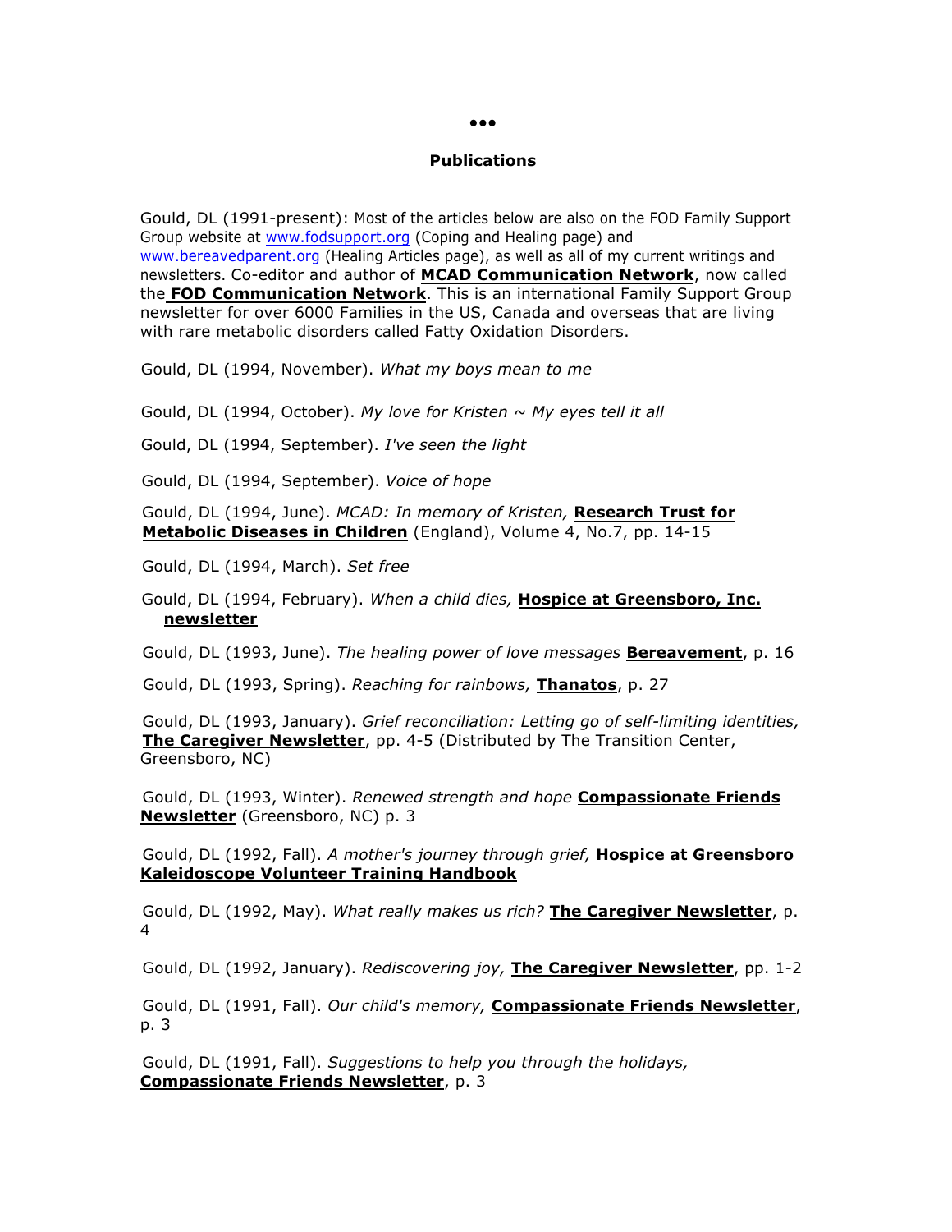•••

## Publications

Gould, DL (1991-present): Most of the articles below are also on the FOD Family Support Group website at www.fodsupport.org (Coping and Healing page) and www.bereavedparent.org (Healing Articles page), as well as all of my current writings and newsletters. Co-editor and author of **MCAD Communication Network**, now called the **FOD Communication Network**. This is an international Family Support Group newsletter for over 6000 Families in the US, Canada and overseas that are living with rare metabolic disorders called Fatty Oxidation Disorders.

Gould, DL (1994, November). *What my boys mean to me*

Gould, DL (1994, October). *My love for Kristen ~ My eyes tell it all*

Gould, DL (1994, September). *I've seen the light*

Gould, DL (1994, September). *Voice of hope*

Gould, DL (1994, June). *MCAD: In memory of Kristen,* **Research Trust for Metabolic Diseases in Children** (England), Volume 4, No.7, pp. 14-15

Gould, DL (1994, March). *Set free*

Gould, DL (1994, February). *When a child dies,* **Hospice at Greensboro, Inc. newsletter**

Gould, DL (1993, June). *The healing power of love messages* **Bereavement**, p. 16

Gould, DL (1993, Spring). *Reaching for rainbows,* **Thanatos**, p. 27

Gould, DL (1993, January). *Grief reconciliation: Letting go of self-limiting identities,* **The Caregiver Newsletter**, pp. 4-5 (Distributed by The Transition Center, Greensboro, NC)

Gould, DL (1993, Winter). *Renewed strength and hope* **Compassionate Friends Newsletter** (Greensboro, NC) p. 3

Gould, DL (1992, Fall). *A mother's journey through grief,* **Hospice at Greensboro Kaleidoscope Volunteer Training Handbook**

Gould, DL (1992, May). *What really makes us rich?* **The Caregiver Newsletter**, p. 4

Gould, DL (1992, January). *Rediscovering joy,* **The Caregiver Newsletter**, pp. 1-2

Gould, DL (1991, Fall). *Our child's memory,* **Compassionate Friends Newsletter**, p. 3

Gould, DL (1991, Fall). *Suggestions to help you through the holidays,* **Compassionate Friends Newsletter**, p. 3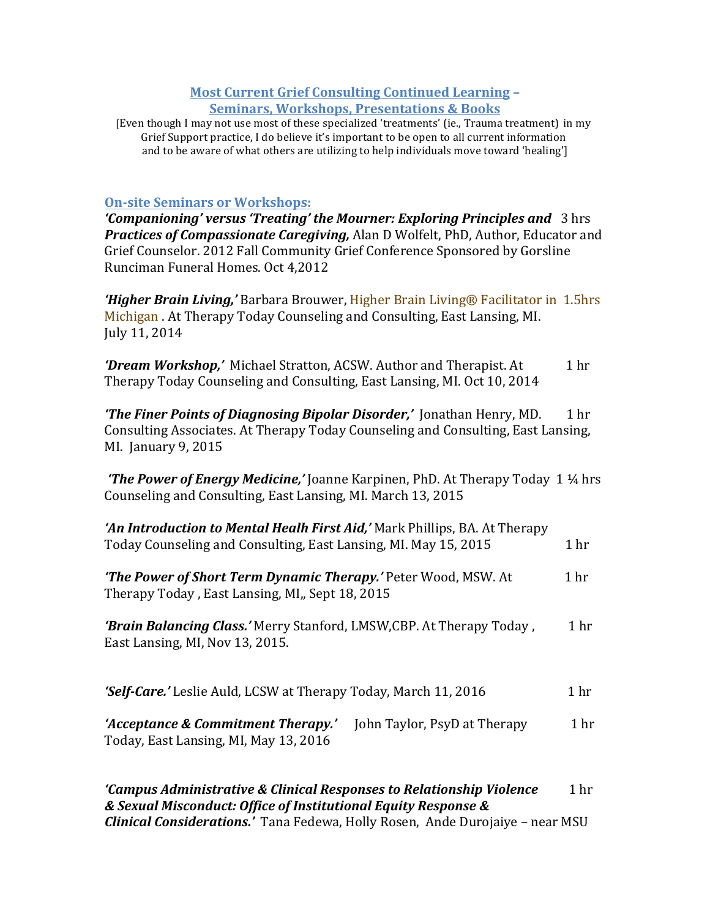## Most Current Grief Consulting Continued Learning – Seminars, Workshops, Presentations & Books

[Even though I may not use most of these specialized 'treatments' (ie., Trauma treatment) in my Grief Support practice, I do believe it's important to be open to all current information and to be aware of what others are utilizing to help individuals move toward 'healing']

### On-site Seminars or Workshops:

***'Companioning' versus 'Treating' the Mourner: Exploring Principles and Practices of Compassionate Caregiving,*** Alan D Wolfelt, PhD, Author, Educator and Grief Counselor. 2012 Fall Community Grief Conference Sponsored by Gorsline Runciman Funeral Homes. Oct 4,2012 — 3 hrs

***'Higher Brain Living,'*** Barbara Brouwer, Higher Brain Living® Facilitator in Michigan . At Therapy Today Counseling and Consulting, East Lansing, MI. July 11, 2014 — 1.5hrs

***'Dream Workshop,'*** Michael Stratton, ACSW. Author and Therapist. At Therapy Today Counseling and Consulting, East Lansing, MI. Oct 10, 2014 — 1 hr

***'The Finer Points of Diagnosing Bipolar Disorder,'*** Jonathan Henry, MD. Consulting Associates. At Therapy Today Counseling and Consulting, East Lansing, MI. January 9, 2015 — 1 hr

***'The Power of Energy Medicine,'*** Joanne Karpinen, PhD. At Therapy Today Counseling and Consulting, East Lansing, MI. March 13, 2015 — 1 ¼ hrs

***'An Introduction to Mental Healh First Aid,'*** Mark Phillips, BA. At Therapy Today Counseling and Consulting, East Lansing, MI. May 15, 2015 — 1 hr

***'The Power of Short Term Dynamic Therapy.'*** Peter Wood, MSW. At Therapy Today , East Lansing, MI,, Sept 18, 2015 — 1 hr

***'Brain Balancing Class.'*** Merry Stanford, LMSW,CBP. At Therapy Today , East Lansing, MI, Nov 13, 2015. — 1 hr

***'Self-Care.'*** Leslie Auld, LCSW at Therapy Today, March 11, 2016 — 1 hr

***'Acceptance & Commitment Therapy.'*** John Taylor, PsyD at Therapy Today, East Lansing, MI, May 13, 2016 — 1 hr

***'Campus Administrative & Clinical Responses to Relationship Violence & Sexual Misconduct: Office of Institutional Equity Response & Clinical Considerations.'*** Tana Fedewa, Holly Rosen, Ande Durojaiye – near MSU — 1 hr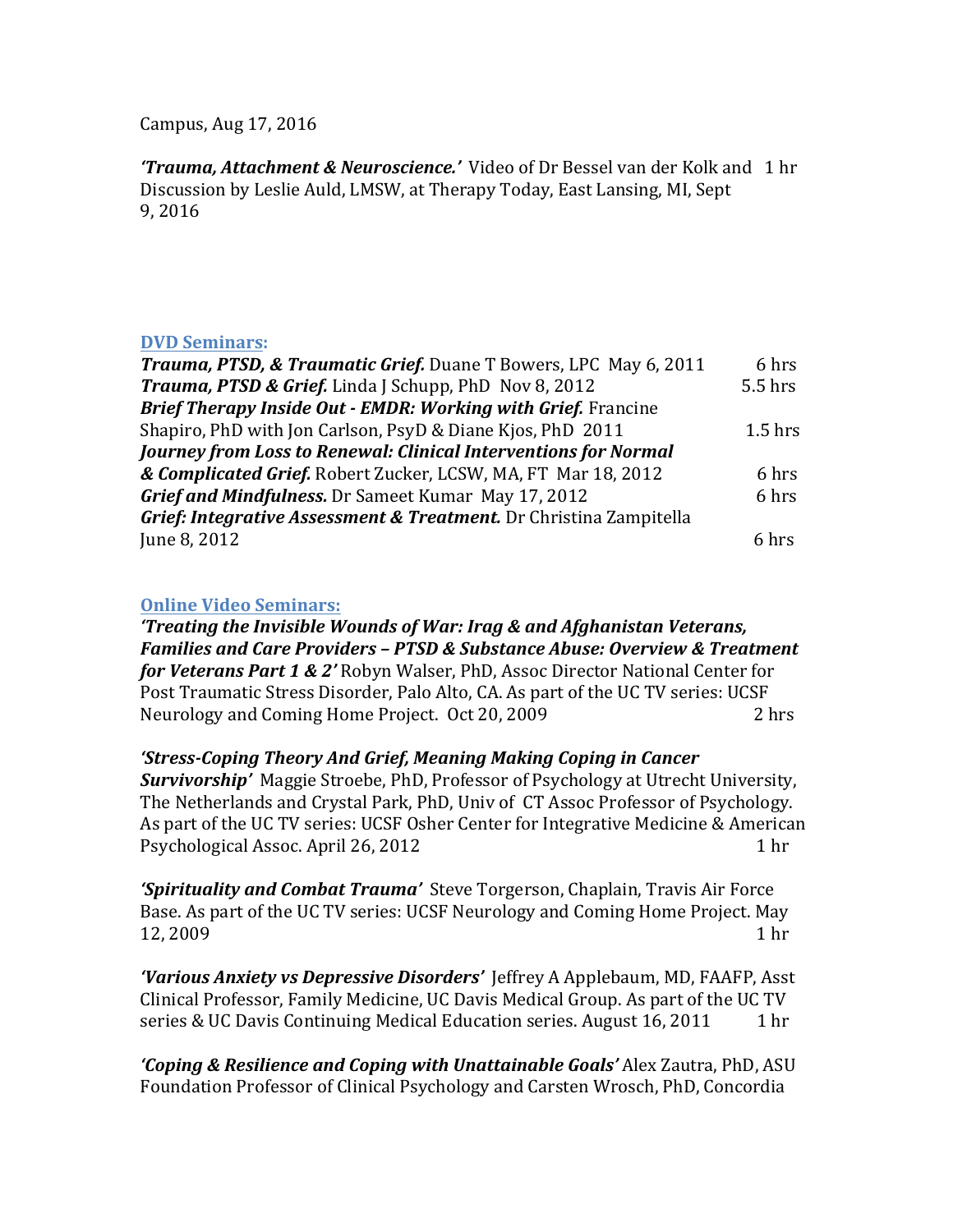Campus, Aug 17, 2016

***'Trauma, Attachment & Neuroscience.'*** Video of Dr Bessel van der Kolk and Discussion by Leslie Auld, LMSW, at Therapy Today, East Lansing, MI, Sept 9, 2016 — 1 hr

**DVD Seminars:**

| | |
|---|---|
| ***Trauma, PTSD, & Traumatic Grief.*** Duane T Bowers, LPC May 6, 2011 | 6 hrs |
| ***Trauma, PTSD & Grief.*** Linda J Schupp, PhD Nov 8, 2012 | 5.5 hrs |
| ***Brief Therapy Inside Out - EMDR: Working with Grief.*** Francine Shapiro, PhD with Jon Carlson, PsyD & Diane Kjos, PhD 2011 | 1.5 hrs |
| ***Journey from Loss to Renewal: Clinical Interventions for Normal & Complicated Grief.*** Robert Zucker, LCSW, MA, FT Mar 18, 2012 | 6 hrs |
| ***Grief and Mindfulness.*** Dr Sameet Kumar May 17, 2012 | 6 hrs |
| ***Grief: Integrative Assessment & Treatment.*** Dr Christina Zampitella June 8, 2012 | 6 hrs |

**Online Video Seminars:**

***'Treating the Invisible Wounds of War: Irag & and Afghanistan Veterans, Families and Care Providers – PTSD & Substance Abuse: Overview & Treatment for Veterans Part 1 & 2'*** Robyn Walser, PhD, Assoc Director National Center for Post Traumatic Stress Disorder, Palo Alto, CA. As part of the UC TV series: UCSF Neurology and Coming Home Project. Oct 20, 2009 — 2 hrs

***'Stress-Coping Theory And Grief, Meaning Making Coping in Cancer Survivorship'*** Maggie Stroebe, PhD, Professor of Psychology at Utrecht University, The Netherlands and Crystal Park, PhD, Univ of CT Assoc Professor of Psychology. As part of the UC TV series: UCSF Osher Center for Integrative Medicine & American Psychological Assoc. April 26, 2012 — 1 hr

***'Spirituality and Combat Trauma'*** Steve Torgerson, Chaplain, Travis Air Force Base. As part of the UC TV series: UCSF Neurology and Coming Home Project. May 12, 2009 — 1 hr

***'Various Anxiety vs Depressive Disorders'*** Jeffrey A Applebaum, MD, FAAFP, Asst Clinical Professor, Family Medicine, UC Davis Medical Group. As part of the UC TV series & UC Davis Continuing Medical Education series. August 16, 2011 — 1 hr

***'Coping & Resilience and Coping with Unattainable Goals'*** Alex Zautra, PhD, ASU Foundation Professor of Clinical Psychology and Carsten Wrosch, PhD, Concordia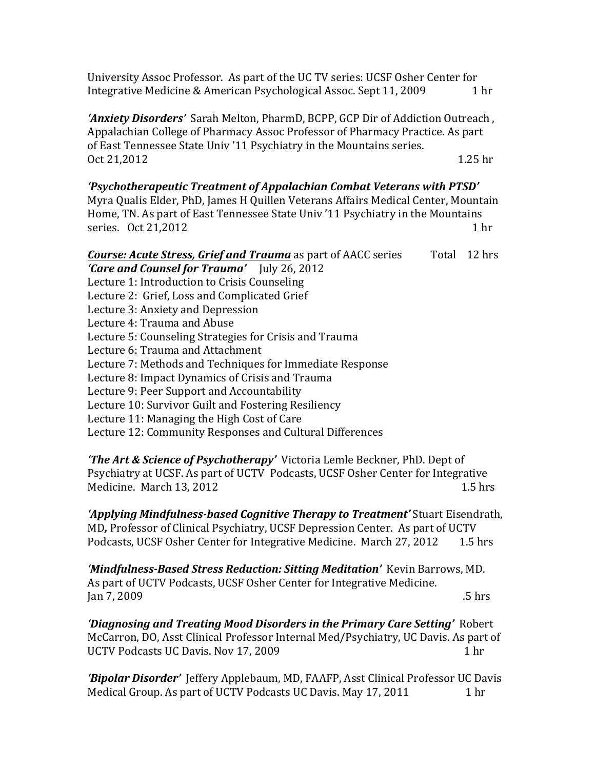University Assoc Professor. As part of the UC TV series: UCSF Osher Center for Integrative Medicine & American Psychological Assoc. Sept 11, 2009 1 hr

***'Anxiety Disorders'*** Sarah Melton, PharmD, BCPP, GCP Dir of Addiction Outreach , Appalachian College of Pharmacy Assoc Professor of Pharmacy Practice. As part of East Tennessee State Univ '11 Psychiatry in the Mountains series. Oct 21,2012 1.25 hr

***'Psychotherapeutic Treatment of Appalachian Combat Veterans with PTSD'*** Myra Qualis Elder, PhD, James H Quillen Veterans Affairs Medical Center, Mountain Home, TN. As part of East Tennessee State Univ '11 Psychiatry in the Mountains series. Oct 21,2012 1 hr

***<u>Course: Acute Stress, Grief and Trauma</u>*** as part of AACC series Total 12 hrs
***'Care and Counsel for Trauma'*** July 26, 2012
Lecture 1: Introduction to Crisis Counseling
Lecture 2: Grief, Loss and Complicated Grief
Lecture 3: Anxiety and Depression
Lecture 4: Trauma and Abuse
Lecture 5: Counseling Strategies for Crisis and Trauma
Lecture 6: Trauma and Attachment
Lecture 7: Methods and Techniques for Immediate Response
Lecture 8: Impact Dynamics of Crisis and Trauma
Lecture 9: Peer Support and Accountability
Lecture 10: Survivor Guilt and Fostering Resiliency
Lecture 11: Managing the High Cost of Care
Lecture 12: Community Responses and Cultural Differences

***'The Art & Science of Psychotherapy'*** Victoria Lemle Beckner, PhD. Dept of Psychiatry at UCSF. As part of UCTV Podcasts, UCSF Osher Center for Integrative Medicine. March 13, 2012 1.5 hrs

***'Applying Mindfulness-based Cognitive Therapy to Treatment'*** Stuart Eisendrath, MD**,** Professor of Clinical Psychiatry, UCSF Depression Center. As part of UCTV Podcasts, UCSF Osher Center for Integrative Medicine. March 27, 2012 1.5 hrs

***'Mindfulness-Based Stress Reduction: Sitting Meditation'*** Kevin Barrows, MD. As part of UCTV Podcasts, UCSF Osher Center for Integrative Medicine. Jan 7, 2009 .5 hrs

***'Diagnosing and Treating Mood Disorders in the Primary Care Setting'*** Robert McCarron, DO, Asst Clinical Professor Internal Med/Psychiatry, UC Davis. As part of UCTV Podcasts UC Davis. Nov 17, 2009 1 hr

***'Bipolar Disorder'*** Jeffery Applebaum, MD, FAAFP, Asst Clinical Professor UC Davis Medical Group. As part of UCTV Podcasts UC Davis. May 17, 2011 1 hr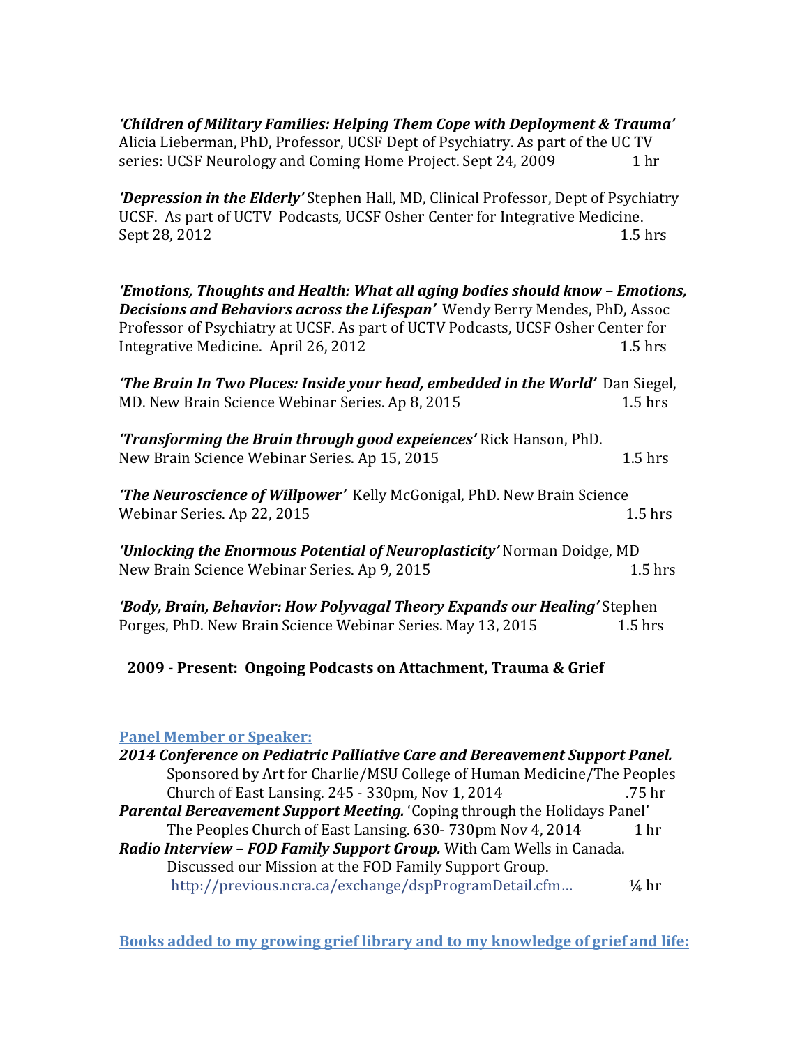***'Children of Military Families: Helping Them Cope with Deployment & Trauma'*** Alicia Lieberman, PhD, Professor, UCSF Dept of Psychiatry. As part of the UC TV series: UCSF Neurology and Coming Home Project. Sept 24, 2009 1 hr

***'Depression in the Elderly'*** Stephen Hall, MD, Clinical Professor, Dept of Psychiatry UCSF. As part of UCTV Podcasts, UCSF Osher Center for Integrative Medicine. Sept 28, 2012 1.5 hrs

***'Emotions, Thoughts and Health: What all aging bodies should know – Emotions, Decisions and Behaviors across the Lifespan'*** Wendy Berry Mendes, PhD, Assoc Professor of Psychiatry at UCSF. As part of UCTV Podcasts, UCSF Osher Center for Integrative Medicine. April 26, 2012 1.5 hrs

***'The Brain In Two Places: Inside your head, embedded in the World'*** Dan Siegel, MD. New Brain Science Webinar Series. Ap 8, 2015 1.5 hrs

***'Transforming the Brain through good expeiences'*** Rick Hanson, PhD. New Brain Science Webinar Series. Ap 15, 2015 1.5 hrs

***'The Neuroscience of Willpower'*** Kelly McGonigal, PhD. New Brain Science Webinar Series. Ap 22, 2015 1.5 hrs

***'Unlocking the Enormous Potential of Neuroplasticity'*** Norman Doidge, MD New Brain Science Webinar Series. Ap 9, 2015 1.5 hrs

***'Body, Brain, Behavior: How Polyvagal Theory Expands our Healing'*** Stephen Porges, PhD. New Brain Science Webinar Series. May 13, 2015 1.5 hrs

**2009 - Present: Ongoing Podcasts on Attachment, Trauma & Grief**

**Panel Member or Speaker:**

***2014 Conference on Pediatric Palliative Care and Bereavement Support Panel.*** Sponsored by Art for Charlie/MSU College of Human Medicine/The Peoples Church of East Lansing. 245 - 330pm, Nov 1, 2014 .75 hr

***Parental Bereavement Support Meeting.*** 'Coping through the Holidays Panel' The Peoples Church of East Lansing. 630- 730pm Nov 4, 2014 1 hr

***Radio Interview – FOD Family Support Group.*** With Cam Wells in Canada. Discussed our Mission at the FOD Family Support Group. http://previous.ncra.ca/exchange/dspProgramDetail.cfm... ¼ hr

**Books added to my growing grief library and to my knowledge of grief and life:**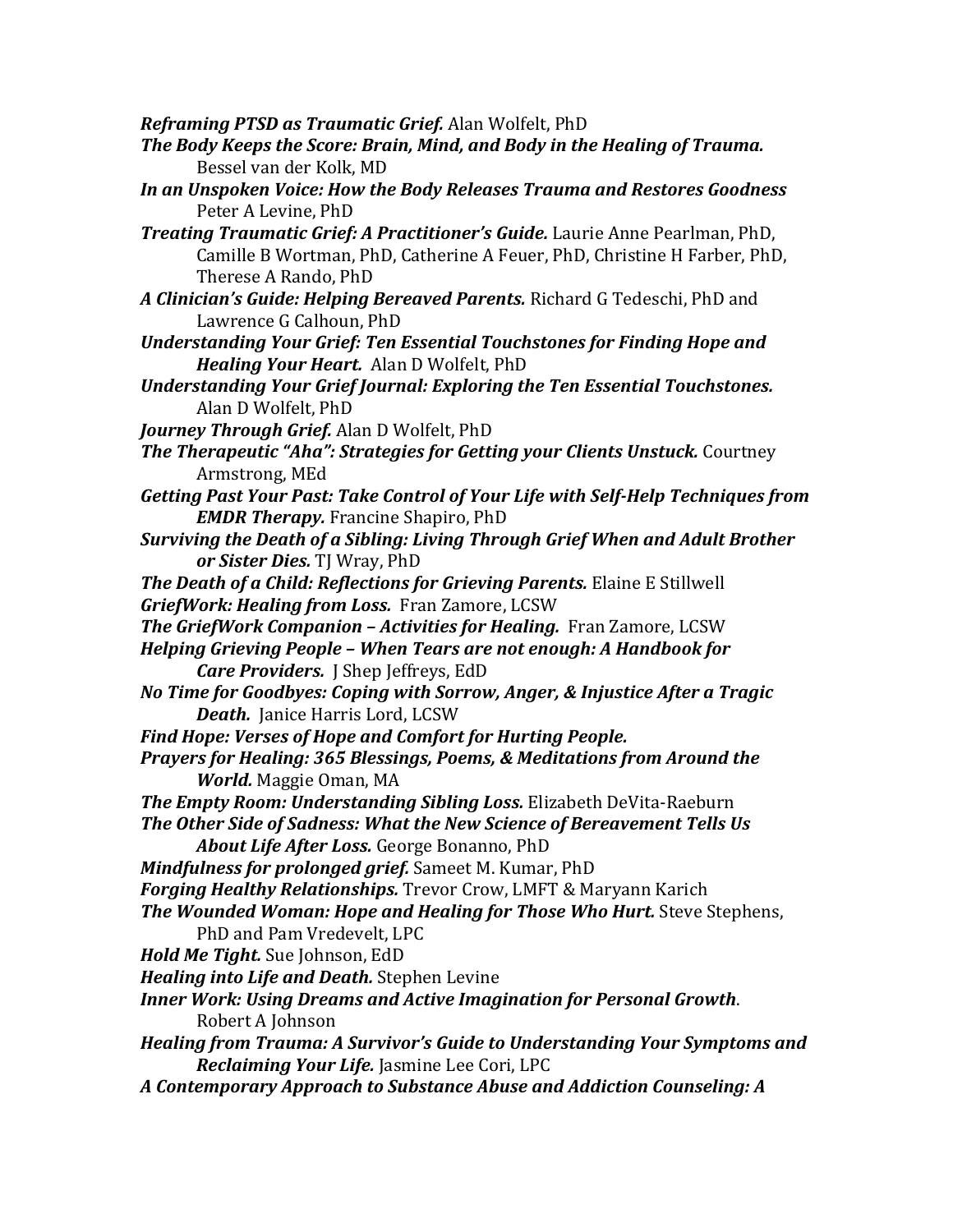***Reframing PTSD as Traumatic Grief.*** Alan Wolfelt, PhD

***The Body Keeps the Score: Brain, Mind, and Body in the Healing of Trauma.*** Bessel van der Kolk, MD

***In an Unspoken Voice: How the Body Releases Trauma and Restores Goodness*** Peter A Levine, PhD

***Treating Traumatic Grief: A Practitioner's Guide.*** Laurie Anne Pearlman, PhD, Camille B Wortman, PhD, Catherine A Feuer, PhD, Christine H Farber, PhD, Therese A Rando, PhD

***A Clinician's Guide: Helping Bereaved Parents.*** Richard G Tedeschi, PhD and Lawrence G Calhoun, PhD

***Understanding Your Grief: Ten Essential Touchstones for Finding Hope and Healing Your Heart.*** Alan D Wolfelt, PhD

***Understanding Your Grief Journal: Exploring the Ten Essential Touchstones.*** Alan D Wolfelt, PhD

***Journey Through Grief.*** Alan D Wolfelt, PhD

***The Therapeutic "Aha": Strategies for Getting your Clients Unstuck.*** Courtney Armstrong, MEd

***Getting Past Your Past: Take Control of Your Life with Self-Help Techniques from EMDR Therapy.*** Francine Shapiro, PhD

***Surviving the Death of a Sibling: Living Through Grief When and Adult Brother or Sister Dies.*** TJ Wray, PhD

***The Death of a Child: Reflections for Grieving Parents.*** Elaine E Stillwell

***GriefWork: Healing from Loss.*** Fran Zamore, LCSW

***The GriefWork Companion – Activities for Healing.*** Fran Zamore, LCSW

***Helping Grieving People – When Tears are not enough: A Handbook for Care Providers.*** J Shep Jeffreys, EdD

***No Time for Goodbyes: Coping with Sorrow, Anger, & Injustice After a Tragic Death.*** Janice Harris Lord, LCSW

***Find Hope: Verses of Hope and Comfort for Hurting People.***

***Prayers for Healing: 365 Blessings, Poems, & Meditations from Around the World.*** Maggie Oman, MA

***The Empty Room: Understanding Sibling Loss.*** Elizabeth DeVita-Raeburn

***The Other Side of Sadness: What the New Science of Bereavement Tells Us About Life After Loss.*** George Bonanno, PhD

***Mindfulness for prolonged grief.*** Sameet M. Kumar, PhD

***Forging Healthy Relationships.*** Trevor Crow, LMFT & Maryann Karich

***The Wounded Woman: Hope and Healing for Those Who Hurt.*** Steve Stephens, PhD and Pam Vredevelt, LPC

***Hold Me Tight.*** Sue Johnson, EdD

***Healing into Life and Death.*** Stephen Levine

***Inner Work: Using Dreams and Active Imagination for Personal Growth***. Robert A Johnson

***Healing from Trauma: A Survivor's Guide to Understanding Your Symptoms and Reclaiming Your Life.*** Jasmine Lee Cori, LPC

***A Contemporary Approach to Substance Abuse and Addiction Counseling: A***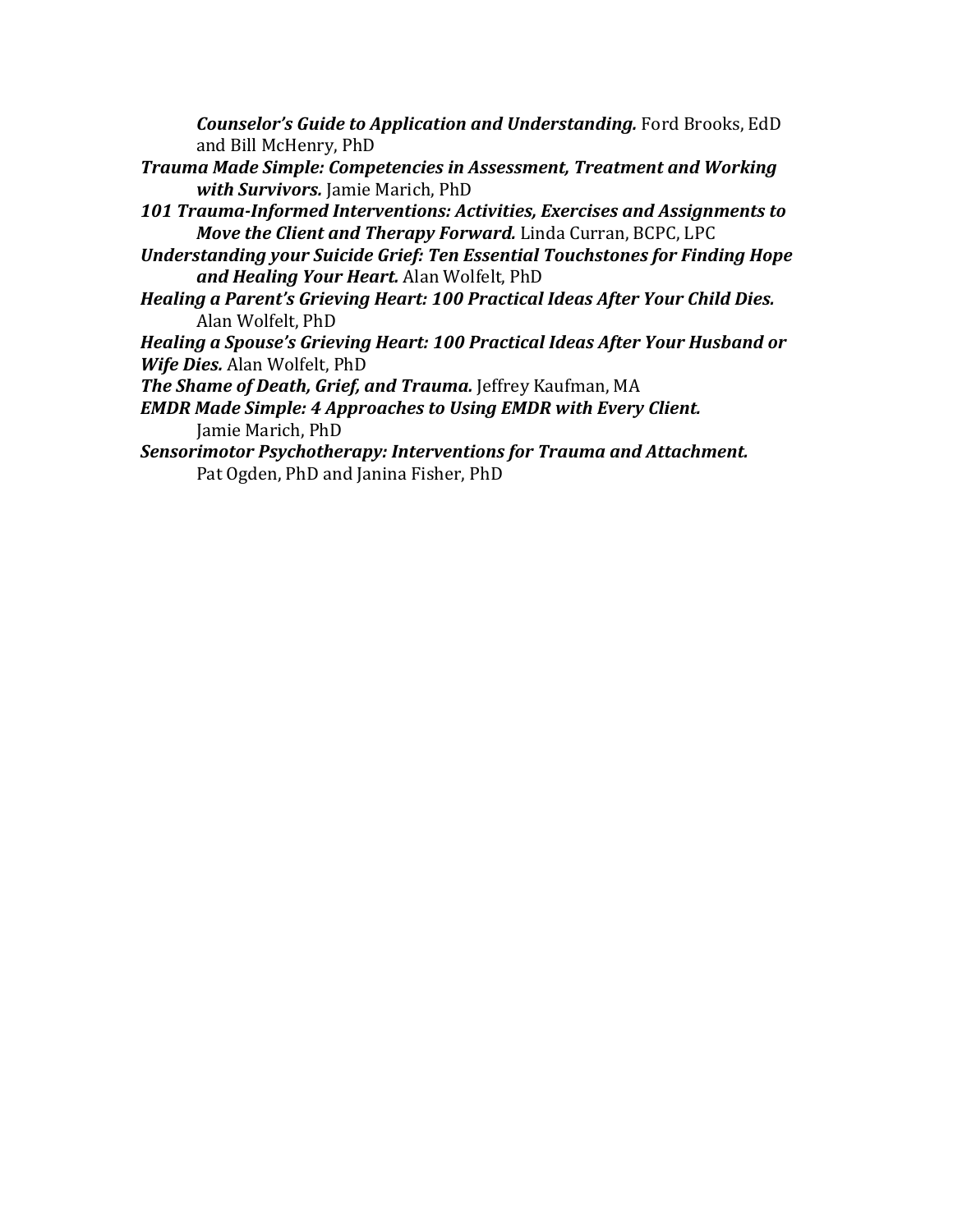***Counselor's Guide to Application and Understanding.*** Ford Brooks, EdD and Bill McHenry, PhD

***Trauma Made Simple: Competencies in Assessment, Treatment and Working with Survivors.*** Jamie Marich, PhD

***101 Trauma-Informed Interventions: Activities, Exercises and Assignments to Move the Client and Therapy Forward.*** Linda Curran, BCPC, LPC

***Understanding your Suicide Grief: Ten Essential Touchstones for Finding Hope and Healing Your Heart.*** Alan Wolfelt, PhD

***Healing a Parent's Grieving Heart: 100 Practical Ideas After Your Child Dies.*** Alan Wolfelt, PhD

***Healing a Spouse's Grieving Heart: 100 Practical Ideas After Your Husband or Wife Dies.*** Alan Wolfelt, PhD

***The Shame of Death, Grief, and Trauma.*** Jeffrey Kaufman, MA

***EMDR Made Simple: 4 Approaches to Using EMDR with Every Client.*** Jamie Marich, PhD

***Sensorimotor Psychotherapy: Interventions for Trauma and Attachment.*** Pat Ogden, PhD and Janina Fisher, PhD